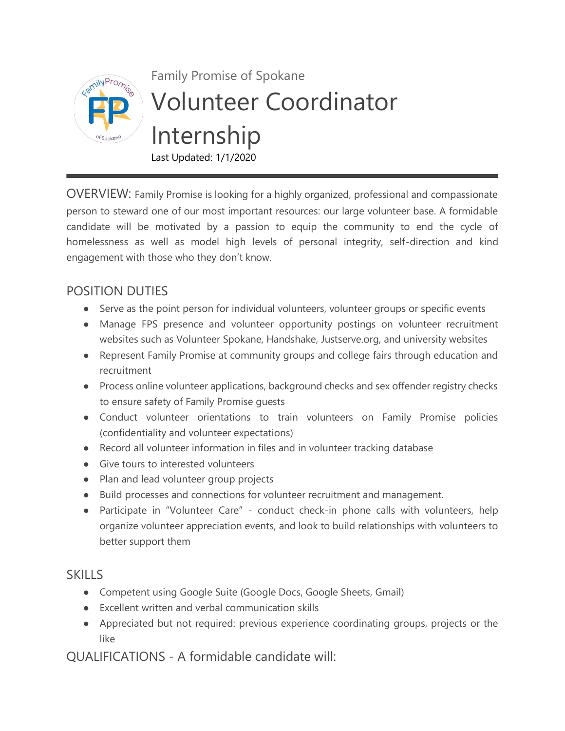Family Promise of Spokane

# Volunteer Coordinator Internship

Last Updated: 1/1/2020

---

OVERVIEW: Family Promise is looking for a highly organized, professional and compassionate person to steward one of our most important resources: our large volunteer base. A formidable candidate will be motivated by a passion to equip the community to end the cycle of homelessness as well as model high levels of personal integrity, self-direction and kind engagement with those who they don't know.

## POSITION DUTIES

- Serve as the point person for individual volunteers, volunteer groups or specific events
- Manage FPS presence and volunteer opportunity postings on volunteer recruitment websites such as Volunteer Spokane, Handshake, Justserve.org, and university websites
- Represent Family Promise at community groups and college fairs through education and recruitment
- Process online volunteer applications, background checks and sex offender registry checks to ensure safety of Family Promise guests
- Conduct volunteer orientations to train volunteers on Family Promise policies (confidentiality and volunteer expectations)
- Record all volunteer information in files and in volunteer tracking database
- Give tours to interested volunteers
- Plan and lead volunteer group projects
- Build processes and connections for volunteer recruitment and management.
- Participate in "Volunteer Care" - conduct check-in phone calls with volunteers, help organize volunteer appreciation events, and look to build relationships with volunteers to better support them

## SKILLS

- Competent using Google Suite (Google Docs, Google Sheets, Gmail)
- Excellent written and verbal communication skills
- Appreciated but not required: previous experience coordinating groups, projects or the like

## QUALIFICATIONS - A formidable candidate will: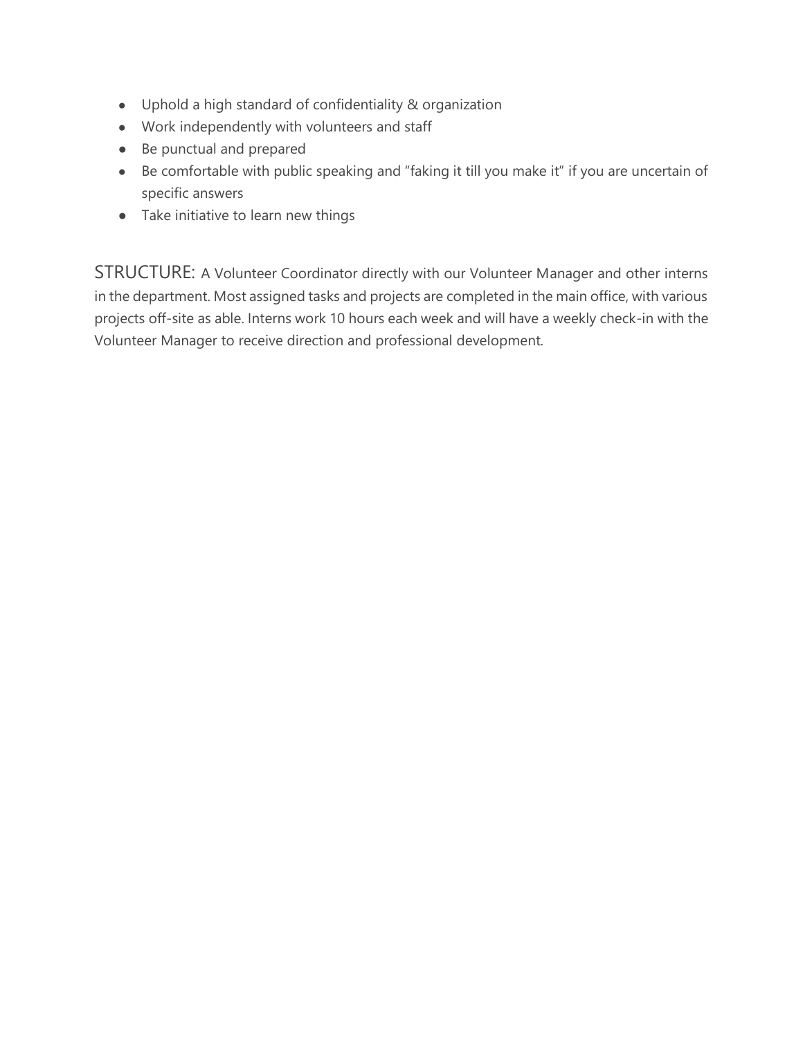- Uphold a high standard of confidentiality & organization
- Work independently with volunteers and staff
- Be punctual and prepared
- Be comfortable with public speaking and "faking it till you make it" if you are uncertain of specific answers
- Take initiative to learn new things

STRUCTURE: A Volunteer Coordinator directly with our Volunteer Manager and other interns in the department. Most assigned tasks and projects are completed in the main office, with various projects off-site as able. Interns work 10 hours each week and will have a weekly check-in with the Volunteer Manager to receive direction and professional development.